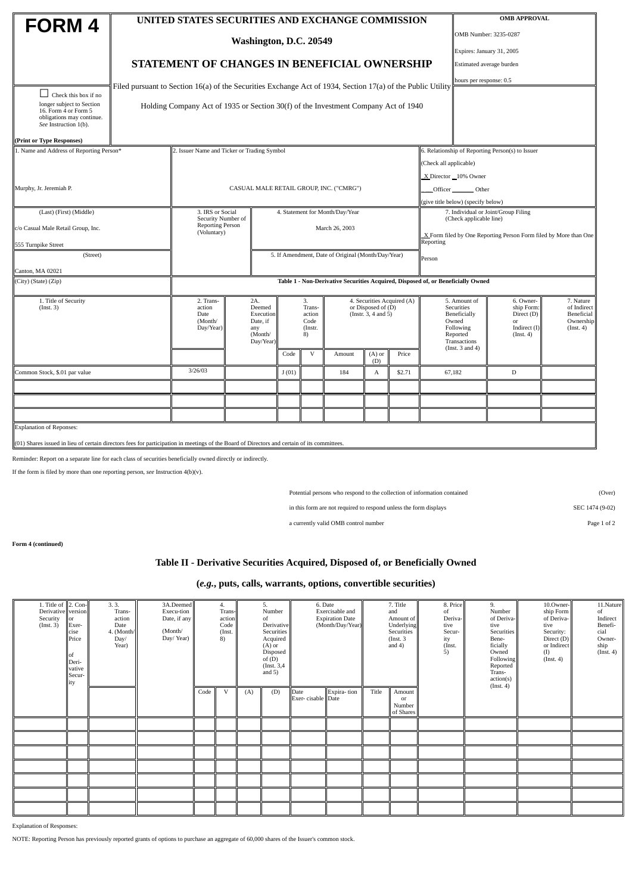# FORM 4

**UNITED STATES SECURITIES AND EXCHANGE COMMISSION**

**Washington, D.C. 20549**

## STATEMENT OF CHANGES IN BENEFICIAL OWNERSHIP

Filed pursuant to Section 16(a) of the Securities Exchange Act of 1934, Section 17(a) of the Public Utility Holding Company Act of 1935 or Section 30(f) of the Investment Company Act of 1940

**OMB APPROVAL**

OMB Number: 3235-0287

Expires: January 31, 2005

Estimated average burden

hours per response: 0.5

☐ Check this box if no longer subject to Section 16. Form 4 or Form 5 obligations may continue. *See* Instruction 1(b).

**(Print or Type Responses)**

| 1. Name and Address of Reporting Person* | 2. Issuer Name and Ticker or Trading Symbol | 6. Relationship of Reporting Person(s) to Issuer (Check all applicable) |
|---|---|---|
| Murphy, Jr. Jeremiah P. | CASUAL MALE RETAIL GROUP, INC. ("CMRG") | X Director __10% Owner ___Officer _______ Other (give title below) (specify below) |
| (Last) (First) (Middle) c/o Casual Male Retail Group, Inc. 555 Turnpike Street | 3. IRS or Social Security Number of Reporting Person (Voluntary) / 4. Statement for Month/Day/Year: March 26, 2003 | 7. Individual or Joint/Group Filing (Check applicable line) X Form filed by One Reporting Person Form filed by More than One Reporting Person |
| (Street) Canton, MA 02021 | 5. If Amendment, Date of Original (Month/Day/Year) | |
| (City) (State) (Zip) | | |

**Table 1 - Non-Derivative Securities Acquired, Disposed of, or Beneficially Owned**

| 1. Title of Security (Instr. 3) | 2. Transaction Date (Month/Day/Year) | 2A. Deemed Execution Date, if any (Month/Day/Year) | 3. Transaction Code (Instr. 8) | | 4. Securities Acquired (A) or Disposed of (D) (Instr. 3, 4 and 5) | | | 5. Amount of Securities Beneficially Owned Following Reported Transactions (Inst. 3 and 4) | 6. Ownership Form: Direct (D) or Indirect (I) (Inst. 4) | 7. Nature of Indirect Beneficial Ownership (Inst. 4) |
|---|---|---|---|---|---|---|---|---|---|---|
| | | | Code | V | Amount | (A) or (D) | Price | | | |
| Common Stock, $.01 par value | 3/26/03 | | J (01) | | 184 | A | $2.71 | 67,182 | D | |
| | | | | | | | | | | |
| | | | | | | | | | | |
| | | | | | | | | | | |

Explanation of Reponses:

(01) Shares issued in lieu of certain directors fees for participation in meetings of the Board of Directors and certain of its committees.

Reminder: Report on a separate line for each class of securities beneficially owned directly or indirectly.

If the form is filed by more than one reporting person, *see* Instruction 4(b)(v).

Potential persons who respond to the collection of information contained in this form are not required to respond unless the form displays a currently valid OMB control number

(Over)

SEC 1474 (9-02)

**Form 4 (continued)**

## Table II - Derivative Securities Acquired, Disposed of, or Beneficially Owned

## (*e.g.*, puts, calls, warrants, options, convertible securities)

| 1. Title of Derivative Security (Inst. 3) | 2. Conversion or Exercise Price of Derivative Security | 3. Transaction Date (Month/Day/Year) | 3A. Deemed Execution Date, if any (Month/Day/Year) | 4. Transaction Code (Inst. 8) | | 5. Number of Derivative Securities Acquired (A) or Disposed of (D) (Inst. 3,4 and 5) | | 6. Date Exercisable and Expiration Date (Month/Day/Year) | | 7. Title and Amount of Underlying Securities (Inst. 3 and 4) | | 8. Price of Derivative Security (Inst. 5) | 9. Number of Derivative Securities Beneficially Owned Following Reported Transaction(s) (Inst. 4) | 10. Ownership Form of Derivative Security: Direct (D) or Indirect (I) (Inst. 4) | 11. Nature of Indirect Beneficial Ownership (Inst. 4) |
|---|---|---|---|---|---|---|---|---|---|---|---|---|---|---|---|
| | | | | Code | V | (A) | (D) | Date Exercisable | Expiration Date | Title | Amount or Number of Shares | | | | |
| | | | | | | | | | | | | | | | |
| | | | | | | | | | | | | | | | |
| | | | | | | | | | | | | | | | |
| | | | | | | | | | | | | | | | |
| | | | | | | | | | | | | | | | |
| | | | | | | | | | | | | | | | |
| | | | | | | | | | | | | | | | |

Explanation of Responses:

NOTE: Reporting Person has previously reported grants of options to purchase an aggregate of 60,000 shares of the Issuer's common stock.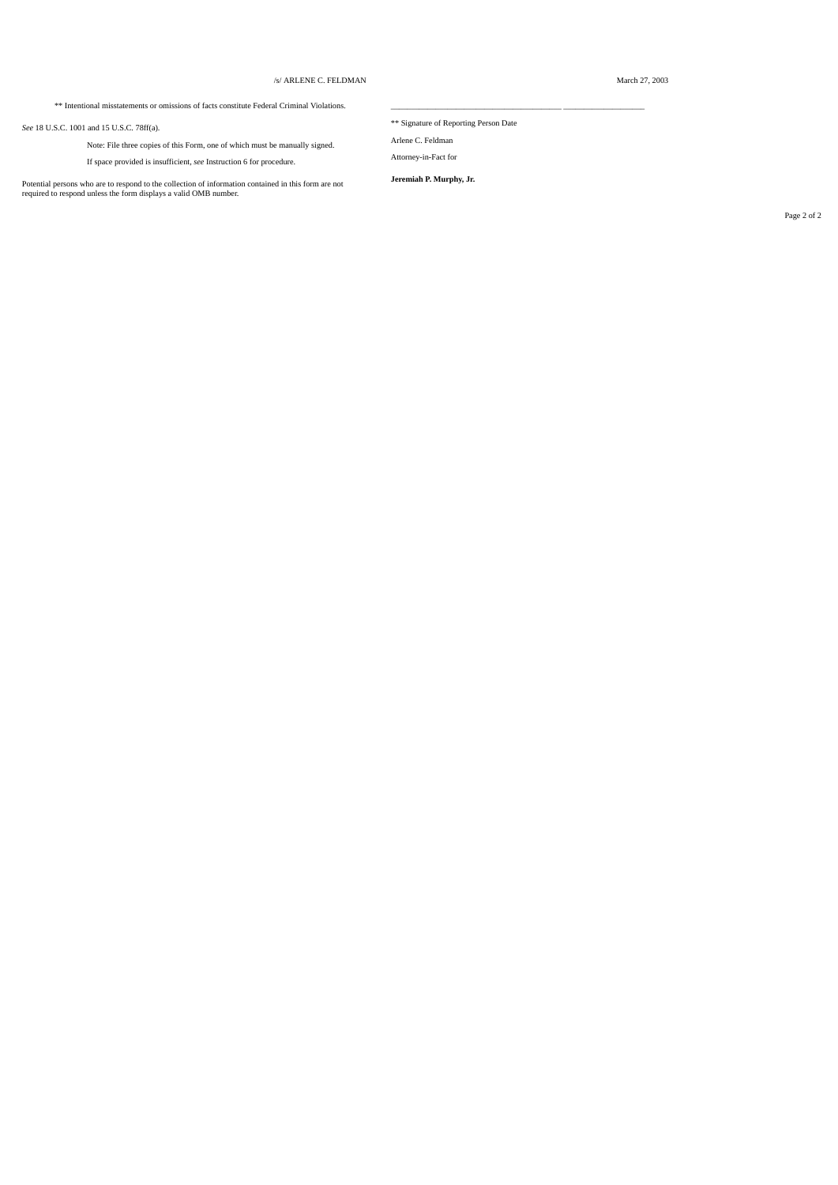/s/ ARLENE C. FELDMAN March 27, 2003

** Intentional misstatements or omissions of facts constitute Federal Criminal Violations.

*See* 18 U.S.C. 1001 and 15 U.S.C. 78ff(a).

Note: File three copies of this Form, one of which must be manually signed.

If space provided is insufficient, *see* Instruction 6 for procedure.

Potential persons who are to respond to the collection of information contained in this form are not required to respond unless the form displays a valid OMB number.

______________________________________ ___________________

** Signature of Reporting Person Date

Arlene C. Feldman

Attorney-in-Fact for

**Jeremiah P. Murphy, Jr.**